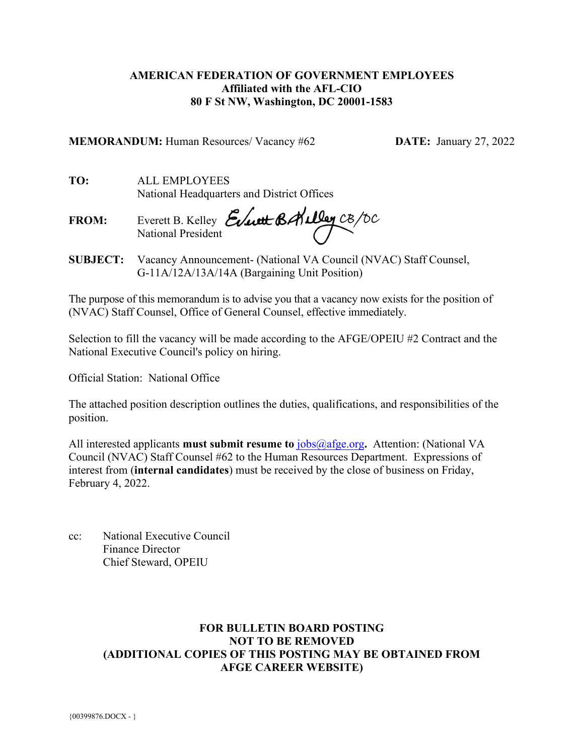**AMERICAN FEDERATION OF GOVERNMENT EMPLOYEES**
**Affiliated with the AFL-CIO**
**80 F St NW, Washington, DC 20001-1583**

**MEMORANDUM:** Human Resources/ Vacancy #62 **DATE:** January 27, 2022

**TO:** ALL EMPLOYEES
National Headquarters and District Offices

**FROM:** Everett B. Kelley
National President

**SUBJECT:** Vacancy Announcement- (National VA Council (NVAC) Staff Counsel, G-11A/12A/13A/14A (Bargaining Unit Position)

The purpose of this memorandum is to advise you that a vacancy now exists for the position of (NVAC) Staff Counsel, Office of General Counsel, effective immediately.

Selection to fill the vacancy will be made according to the AFGE/OPEIU #2 Contract and the National Executive Council's policy on hiring.

Official Station: National Office

The attached position description outlines the duties, qualifications, and responsibilities of the position.

All interested applicants **must submit resume to** jobs@afge.org**.** Attention: (National VA Council (NVAC) Staff Counsel #62 to the Human Resources Department. Expressions of interest from (**internal candidates**) must be received by the close of business on Friday, February 4, 2022.

cc: National Executive Council
Finance Director
Chief Steward, OPEIU

**FOR BULLETIN BOARD POSTING**
**NOT TO BE REMOVED**
**(ADDITIONAL COPIES OF THIS POSTING MAY BE OBTAINED FROM AFGE CAREER WEBSITE)**

{00399876.DOCX - }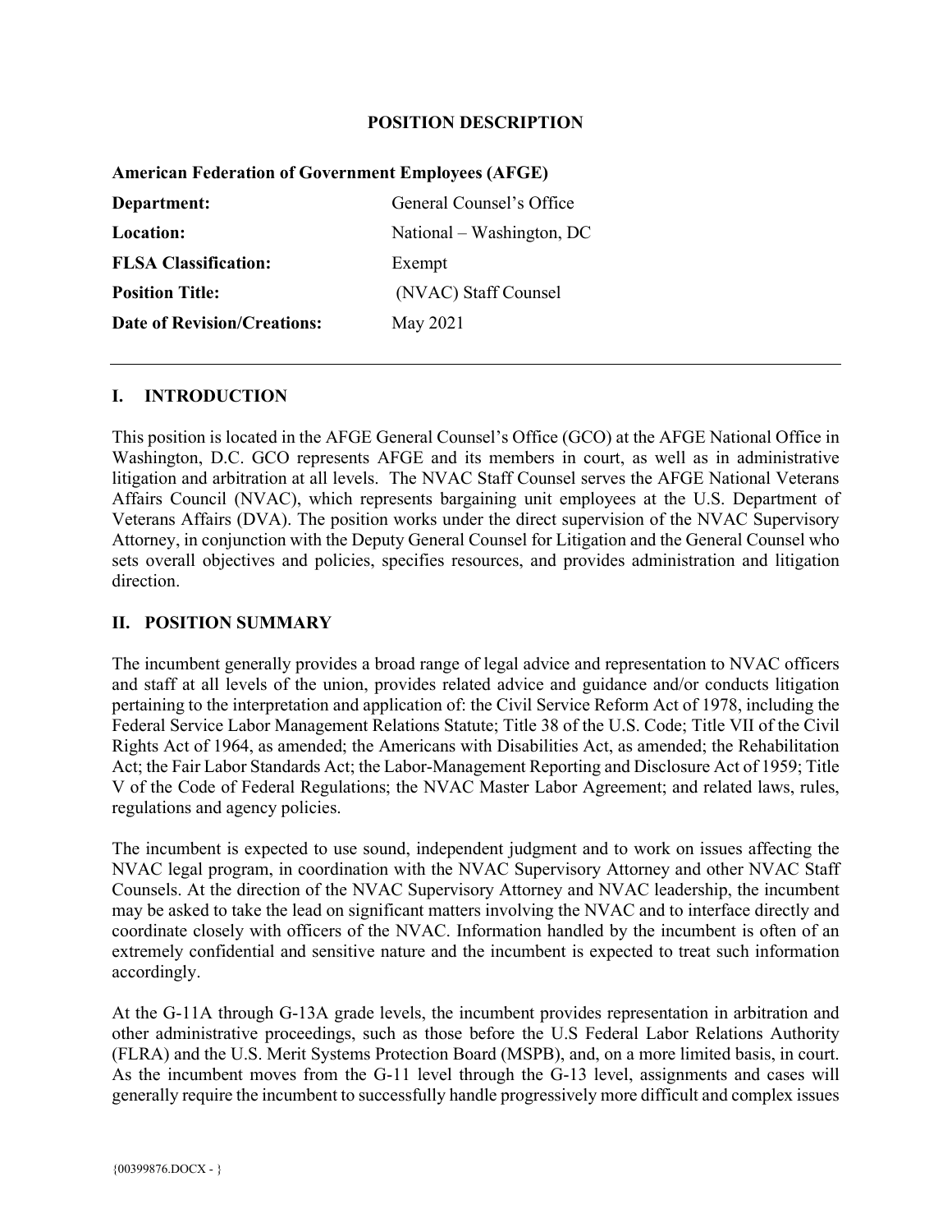**POSITION DESCRIPTION**

**American Federation of Government Employees (AFGE)**

| | |
|---|---|
| **Department:** | General Counsel's Office |
| **Location:** | National – Washington, DC |
| **FLSA Classification:** | Exempt |
| **Position Title:** | (NVAC) Staff Counsel |
| **Date of Revision/Creations:** | May 2021 |

---

## I. INTRODUCTION

This position is located in the AFGE General Counsel's Office (GCO) at the AFGE National Office in Washington, D.C. GCO represents AFGE and its members in court, as well as in administrative litigation and arbitration at all levels. The NVAC Staff Counsel serves the AFGE National Veterans Affairs Council (NVAC), which represents bargaining unit employees at the U.S. Department of Veterans Affairs (DVA). The position works under the direct supervision of the NVAC Supervisory Attorney, in conjunction with the Deputy General Counsel for Litigation and the General Counsel who sets overall objectives and policies, specifies resources, and provides administration and litigation direction.

## II. POSITION SUMMARY

The incumbent generally provides a broad range of legal advice and representation to NVAC officers and staff at all levels of the union, provides related advice and guidance and/or conducts litigation pertaining to the interpretation and application of: the Civil Service Reform Act of 1978, including the Federal Service Labor Management Relations Statute; Title 38 of the U.S. Code; Title VII of the Civil Rights Act of 1964, as amended; the Americans with Disabilities Act, as amended; the Rehabilitation Act; the Fair Labor Standards Act; the Labor-Management Reporting and Disclosure Act of 1959; Title V of the Code of Federal Regulations; the NVAC Master Labor Agreement; and related laws, rules, regulations and agency policies.

The incumbent is expected to use sound, independent judgment and to work on issues affecting the NVAC legal program, in coordination with the NVAC Supervisory Attorney and other NVAC Staff Counsels. At the direction of the NVAC Supervisory Attorney and NVAC leadership, the incumbent may be asked to take the lead on significant matters involving the NVAC and to interface directly and coordinate closely with officers of the NVAC. Information handled by the incumbent is often of an extremely confidential and sensitive nature and the incumbent is expected to treat such information accordingly.

At the G-11A through G-13A grade levels, the incumbent provides representation in arbitration and other administrative proceedings, such as those before the U.S Federal Labor Relations Authority (FLRA) and the U.S. Merit Systems Protection Board (MSPB), and, on a more limited basis, in court. As the incumbent moves from the G-11 level through the G-13 level, assignments and cases will generally require the incumbent to successfully handle progressively more difficult and complex issues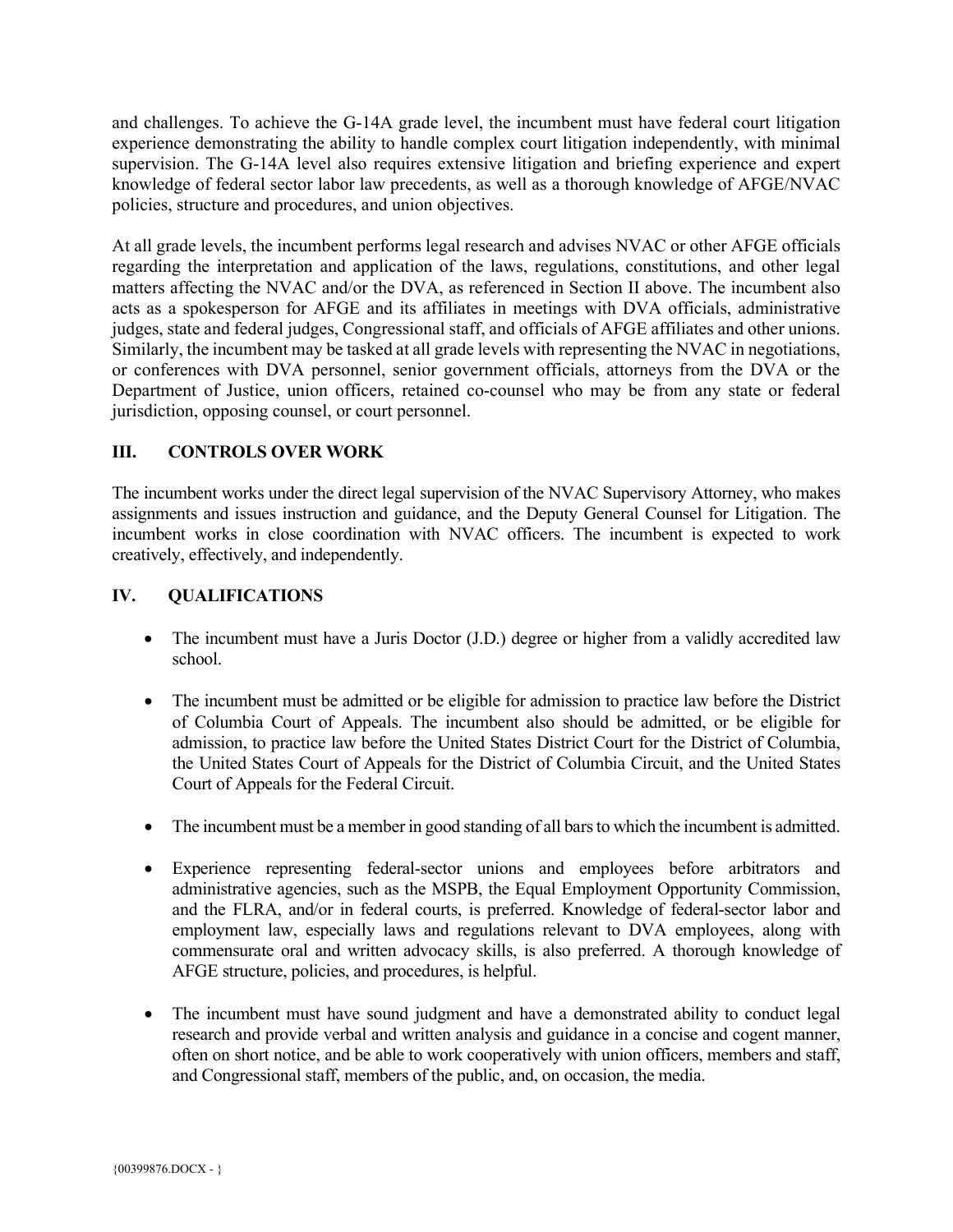and challenges. To achieve the G-14A grade level, the incumbent must have federal court litigation experience demonstrating the ability to handle complex court litigation independently, with minimal supervision. The G-14A level also requires extensive litigation and briefing experience and expert knowledge of federal sector labor law precedents, as well as a thorough knowledge of AFGE/NVAC policies, structure and procedures, and union objectives.

At all grade levels, the incumbent performs legal research and advises NVAC or other AFGE officials regarding the interpretation and application of the laws, regulations, constitutions, and other legal matters affecting the NVAC and/or the DVA, as referenced in Section II above. The incumbent also acts as a spokesperson for AFGE and its affiliates in meetings with DVA officials, administrative judges, state and federal judges, Congressional staff, and officials of AFGE affiliates and other unions. Similarly, the incumbent may be tasked at all grade levels with representing the NVAC in negotiations, or conferences with DVA personnel, senior government officials, attorneys from the DVA or the Department of Justice, union officers, retained co-counsel who may be from any state or federal jurisdiction, opposing counsel, or court personnel.

## III. CONTROLS OVER WORK

The incumbent works under the direct legal supervision of the NVAC Supervisory Attorney, who makes assignments and issues instruction and guidance, and the Deputy General Counsel for Litigation. The incumbent works in close coordination with NVAC officers. The incumbent is expected to work creatively, effectively, and independently.

## IV. QUALIFICATIONS

- The incumbent must have a Juris Doctor (J.D.) degree or higher from a validly accredited law school.
- The incumbent must be admitted or be eligible for admission to practice law before the District of Columbia Court of Appeals. The incumbent also should be admitted, or be eligible for admission, to practice law before the United States District Court for the District of Columbia, the United States Court of Appeals for the District of Columbia Circuit, and the United States Court of Appeals for the Federal Circuit.
- The incumbent must be a member in good standing of all bars to which the incumbent is admitted.
- Experience representing federal-sector unions and employees before arbitrators and administrative agencies, such as the MSPB, the Equal Employment Opportunity Commission, and the FLRA, and/or in federal courts, is preferred. Knowledge of federal-sector labor and employment law, especially laws and regulations relevant to DVA employees, along with commensurate oral and written advocacy skills, is also preferred. A thorough knowledge of AFGE structure, policies, and procedures, is helpful.
- The incumbent must have sound judgment and have a demonstrated ability to conduct legal research and provide verbal and written analysis and guidance in a concise and cogent manner, often on short notice, and be able to work cooperatively with union officers, members and staff, and Congressional staff, members of the public, and, on occasion, the media.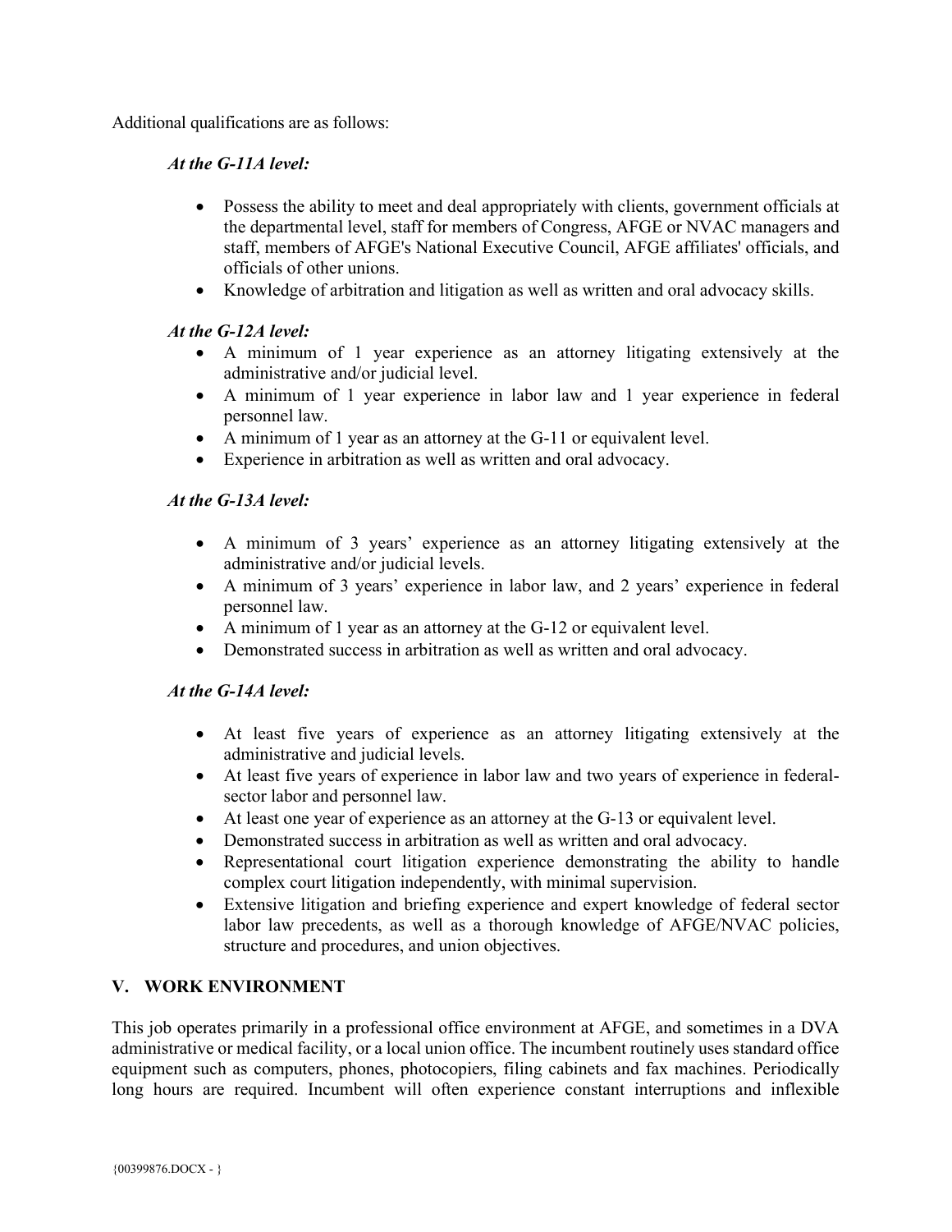Additional qualifications are as follows:

*At the G-11A level:*

- Possess the ability to meet and deal appropriately with clients, government officials at the departmental level, staff for members of Congress, AFGE or NVAC managers and staff, members of AFGE's National Executive Council, AFGE affiliates' officials, and officials of other unions.
- Knowledge of arbitration and litigation as well as written and oral advocacy skills.

*At the G-12A level:*

- A minimum of 1 year experience as an attorney litigating extensively at the administrative and/or judicial level.
- A minimum of 1 year experience in labor law and 1 year experience in federal personnel law.
- A minimum of 1 year as an attorney at the G-11 or equivalent level.
- Experience in arbitration as well as written and oral advocacy.

*At the G-13A level:*

- A minimum of 3 years' experience as an attorney litigating extensively at the administrative and/or judicial levels.
- A minimum of 3 years' experience in labor law, and 2 years' experience in federal personnel law.
- A minimum of 1 year as an attorney at the G-12 or equivalent level.
- Demonstrated success in arbitration as well as written and oral advocacy.

*At the G-14A level:*

- At least five years of experience as an attorney litigating extensively at the administrative and judicial levels.
- At least five years of experience in labor law and two years of experience in federal-sector labor and personnel law.
- At least one year of experience as an attorney at the G-13 or equivalent level.
- Demonstrated success in arbitration as well as written and oral advocacy.
- Representational court litigation experience demonstrating the ability to handle complex court litigation independently, with minimal supervision.
- Extensive litigation and briefing experience and expert knowledge of federal sector labor law precedents, as well as a thorough knowledge of AFGE/NVAC policies, structure and procedures, and union objectives.

## V. WORK ENVIRONMENT

This job operates primarily in a professional office environment at AFGE, and sometimes in a DVA administrative or medical facility, or a local union office. The incumbent routinely uses standard office equipment such as computers, phones, photocopiers, filing cabinets and fax machines. Periodically long hours are required. Incumbent will often experience constant interruptions and inflexible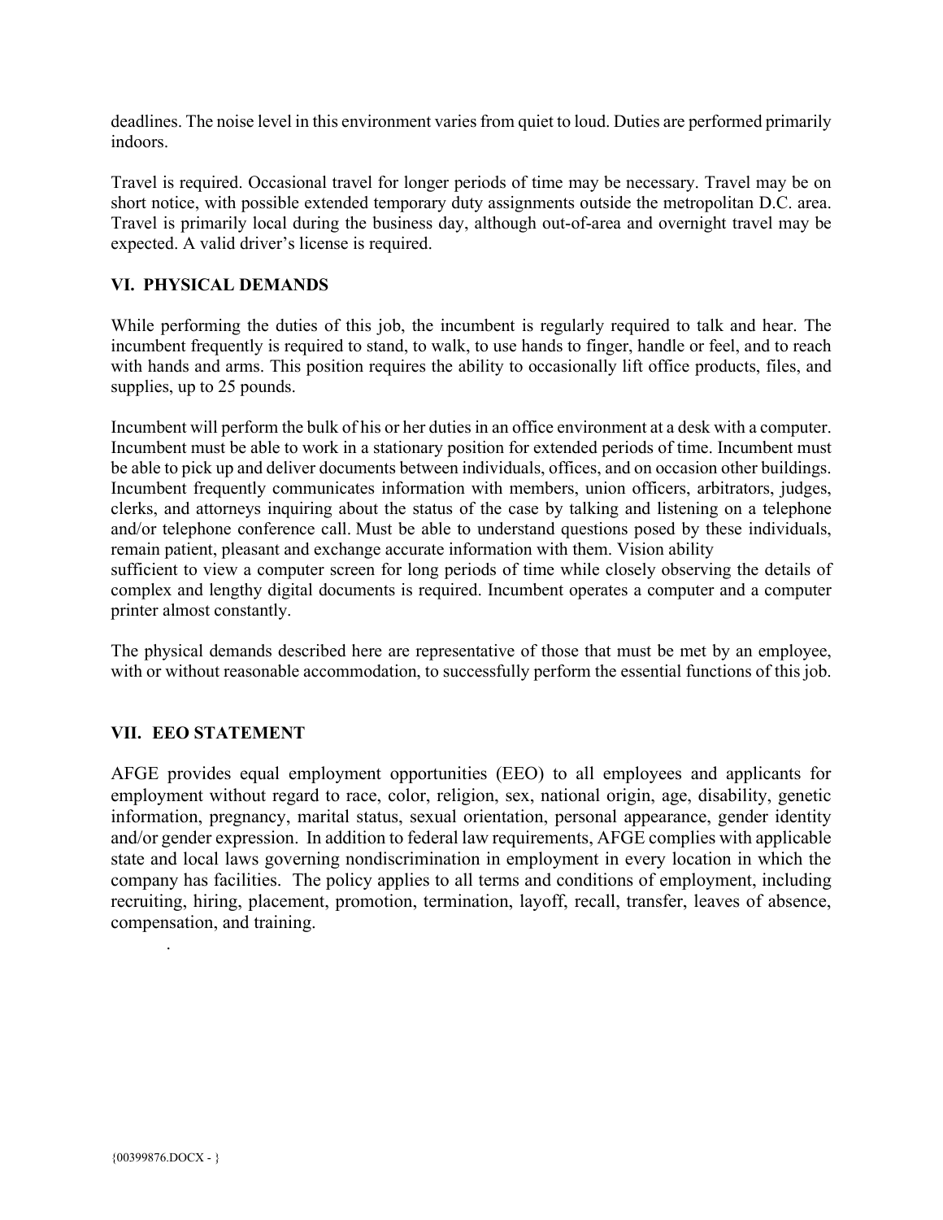deadlines. The noise level in this environment varies from quiet to loud. Duties are performed primarily indoors.

Travel is required. Occasional travel for longer periods of time may be necessary. Travel may be on short notice, with possible extended temporary duty assignments outside the metropolitan D.C. area. Travel is primarily local during the business day, although out-of-area and overnight travel may be expected. A valid driver's license is required.

## VI. PHYSICAL DEMANDS

While performing the duties of this job, the incumbent is regularly required to talk and hear. The incumbent frequently is required to stand, to walk, to use hands to finger, handle or feel, and to reach with hands and arms. This position requires the ability to occasionally lift office products, files, and supplies, up to 25 pounds.

Incumbent will perform the bulk of his or her duties in an office environment at a desk with a computer. Incumbent must be able to work in a stationary position for extended periods of time. Incumbent must be able to pick up and deliver documents between individuals, offices, and on occasion other buildings. Incumbent frequently communicates information with members, union officers, arbitrators, judges, clerks, and attorneys inquiring about the status of the case by talking and listening on a telephone and/or telephone conference call. Must be able to understand questions posed by these individuals, remain patient, pleasant and exchange accurate information with them. Vision ability sufficient to view a computer screen for long periods of time while closely observing the details of complex and lengthy digital documents is required. Incumbent operates a computer and a computer printer almost constantly.

The physical demands described here are representative of those that must be met by an employee, with or without reasonable accommodation, to successfully perform the essential functions of this job.

## VII. EEO STATEMENT

AFGE provides equal employment opportunities (EEO) to all employees and applicants for employment without regard to race, color, religion, sex, national origin, age, disability, genetic information, pregnancy, marital status, sexual orientation, personal appearance, gender identity and/or gender expression. In addition to federal law requirements, AFGE complies with applicable state and local laws governing nondiscrimination in employment in every location in which the company has facilities. The policy applies to all terms and conditions of employment, including recruiting, hiring, placement, promotion, termination, layoff, recall, transfer, leaves of absence, compensation, and training.